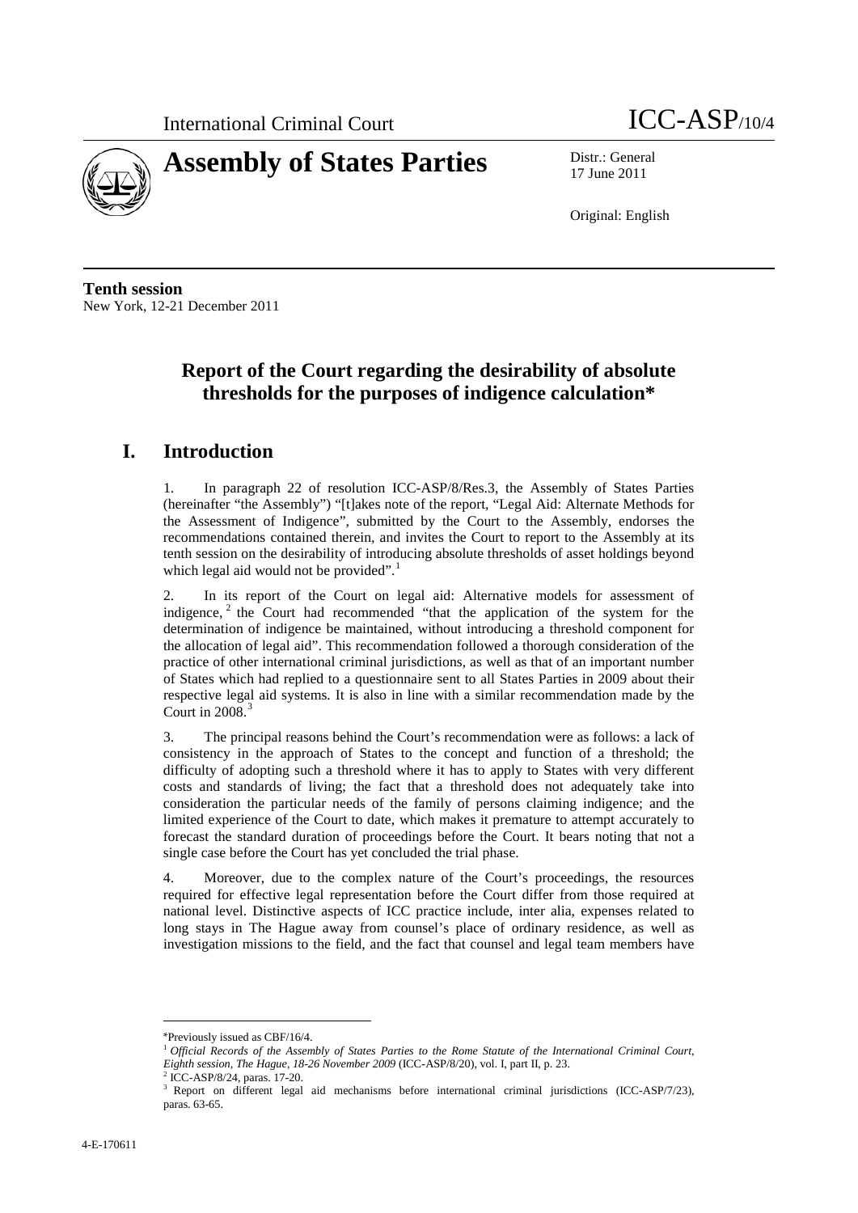International Criminal Court ICC-ASP/10/4

# Assembly of States Parties

Distr.: General
17 June 2011

Original: English

**Tenth session**
New York, 12-21 December 2011

## Report of the Court regarding the desirability of absolute thresholds for the purposes of indigence calculation*

## I. Introduction

1. In paragraph 22 of resolution ICC-ASP/8/Res.3, the Assembly of States Parties (hereinafter "the Assembly") "[t]akes note of the report, "Legal Aid: Alternate Methods for the Assessment of Indigence", submitted by the Court to the Assembly, endorses the recommendations contained therein, and invites the Court to report to the Assembly at its tenth session on the desirability of introducing absolute thresholds of asset holdings beyond which legal aid would not be provided".[1]

2. In its report of the Court on legal aid: Alternative models for assessment of indigence,[2] the Court had recommended "that the application of the system for the determination of indigence be maintained, without introducing a threshold component for the allocation of legal aid". This recommendation followed a thorough consideration of the practice of other international criminal jurisdictions, as well as that of an important number of States which had replied to a questionnaire sent to all States Parties in 2009 about their respective legal aid systems. It is also in line with a similar recommendation made by the Court in 2008.[3]

3. The principal reasons behind the Court's recommendation were as follows: a lack of consistency in the approach of States to the concept and function of a threshold; the difficulty of adopting such a threshold where it has to apply to States with very different costs and standards of living; the fact that a threshold does not adequately take into consideration the particular needs of the family of persons claiming indigence; and the limited experience of the Court to date, which makes it premature to attempt accurately to forecast the standard duration of proceedings before the Court. It bears noting that not a single case before the Court has yet concluded the trial phase.

4. Moreover, due to the complex nature of the Court's proceedings, the resources required for effective legal representation before the Court differ from those required at national level. Distinctive aspects of ICC practice include, inter alia, expenses related to long stays in The Hague away from counsel's place of ordinary residence, as well as investigation missions to the field, and the fact that counsel and legal team members have

---

*Previously issued as CBF/16/4.

[1] *Official Records of the Assembly of States Parties to the Rome Statute of the International Criminal Court, Eighth session, The Hague, 18-26 November 2009* (ICC-ASP/8/20), vol. I, part II, p. 23.

[2] ICC-ASP/8/24, paras. 17-20.

[3] Report on different legal aid mechanisms before international criminal jurisdictions (ICC-ASP/7/23), paras. 63-65.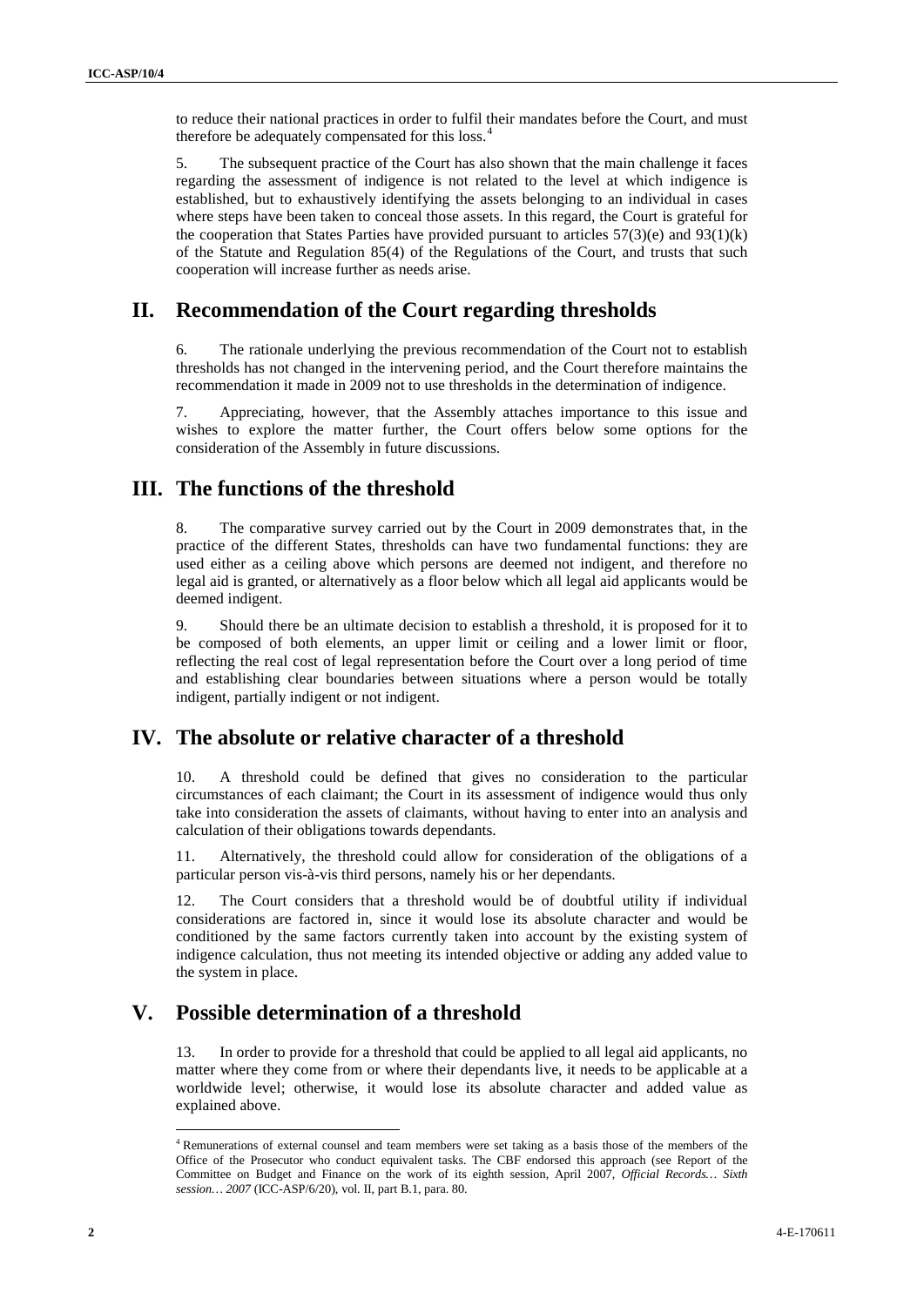to reduce their national practices in order to fulfil their mandates before the Court, and must therefore be adequately compensated for this loss.[4]

5. The subsequent practice of the Court has also shown that the main challenge it faces regarding the assessment of indigence is not related to the level at which indigence is established, but to exhaustively identifying the assets belonging to an individual in cases where steps have been taken to conceal those assets. In this regard, the Court is grateful for the cooperation that States Parties have provided pursuant to articles 57(3)(e) and 93(1)(k) of the Statute and Regulation 85(4) of the Regulations of the Court, and trusts that such cooperation will increase further as needs arise.

## II. Recommendation of the Court regarding thresholds

6. The rationale underlying the previous recommendation of the Court not to establish thresholds has not changed in the intervening period, and the Court therefore maintains the recommendation it made in 2009 not to use thresholds in the determination of indigence.

7. Appreciating, however, that the Assembly attaches importance to this issue and wishes to explore the matter further, the Court offers below some options for the consideration of the Assembly in future discussions.

## III. The functions of the threshold

8. The comparative survey carried out by the Court in 2009 demonstrates that, in the practice of the different States, thresholds can have two fundamental functions: they are used either as a ceiling above which persons are deemed not indigent, and therefore no legal aid is granted, or alternatively as a floor below which all legal aid applicants would be deemed indigent.

9. Should there be an ultimate decision to establish a threshold, it is proposed for it to be composed of both elements, an upper limit or ceiling and a lower limit or floor, reflecting the real cost of legal representation before the Court over a long period of time and establishing clear boundaries between situations where a person would be totally indigent, partially indigent or not indigent.

## IV. The absolute or relative character of a threshold

10. A threshold could be defined that gives no consideration to the particular circumstances of each claimant; the Court in its assessment of indigence would thus only take into consideration the assets of claimants, without having to enter into an analysis and calculation of their obligations towards dependants.

11. Alternatively, the threshold could allow for consideration of the obligations of a particular person vis-à-vis third persons, namely his or her dependants.

12. The Court considers that a threshold would be of doubtful utility if individual considerations are factored in, since it would lose its absolute character and would be conditioned by the same factors currently taken into account by the existing system of indigence calculation, thus not meeting its intended objective or adding any added value to the system in place.

## V. Possible determination of a threshold

13. In order to provide for a threshold that could be applied to all legal aid applicants, no matter where they come from or where their dependants live, it needs to be applicable at a worldwide level; otherwise, it would lose its absolute character and added value as explained above.

---

[4] Remunerations of external counsel and team members were set taking as a basis those of the members of the Office of the Prosecutor who conduct equivalent tasks. The CBF endorsed this approach (see Report of the Committee on Budget and Finance on the work of its eighth session, April 2007, *Official Records… Sixth session… 2007* (ICC-ASP/6/20), vol. II, part B.1, para. 80.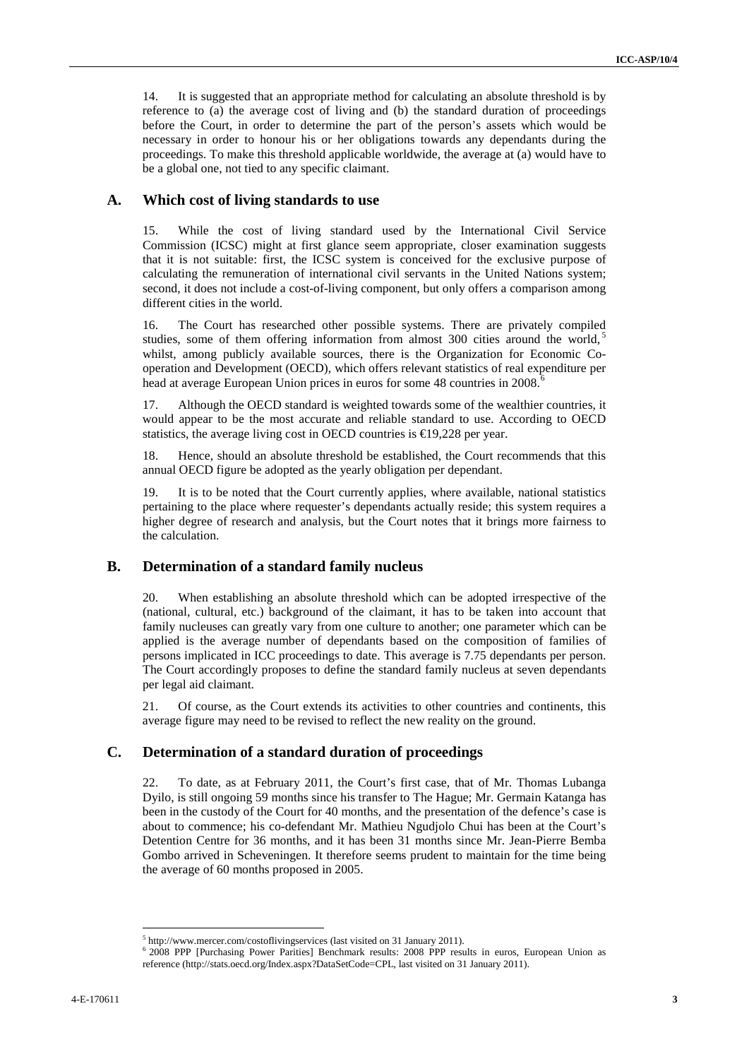14. It is suggested that an appropriate method for calculating an absolute threshold is by reference to (a) the average cost of living and (b) the standard duration of proceedings before the Court, in order to determine the part of the person's assets which would be necessary in order to honour his or her obligations towards any dependants during the proceedings. To make this threshold applicable worldwide, the average at (a) would have to be a global one, not tied to any specific claimant.

## A. Which cost of living standards to use

15. While the cost of living standard used by the International Civil Service Commission (ICSC) might at first glance seem appropriate, closer examination suggests that it is not suitable: first, the ICSC system is conceived for the exclusive purpose of calculating the remuneration of international civil servants in the United Nations system; second, it does not include a cost-of-living component, but only offers a comparison among different cities in the world.

16. The Court has researched other possible systems. There are privately compiled studies, some of them offering information from almost 300 cities around the world,[5] whilst, among publicly available sources, there is the Organization for Economic Co-operation and Development (OECD), which offers relevant statistics of real expenditure per head at average European Union prices in euros for some 48 countries in 2008.[6]

17. Although the OECD standard is weighted towards some of the wealthier countries, it would appear to be the most accurate and reliable standard to use. According to OECD statistics, the average living cost in OECD countries is €19,228 per year.

18. Hence, should an absolute threshold be established, the Court recommends that this annual OECD figure be adopted as the yearly obligation per dependant.

19. It is to be noted that the Court currently applies, where available, national statistics pertaining to the place where requester's dependants actually reside; this system requires a higher degree of research and analysis, but the Court notes that it brings more fairness to the calculation.

## B. Determination of a standard family nucleus

20. When establishing an absolute threshold which can be adopted irrespective of the (national, cultural, etc.) background of the claimant, it has to be taken into account that family nucleuses can greatly vary from one culture to another; one parameter which can be applied is the average number of dependants based on the composition of families of persons implicated in ICC proceedings to date. This average is 7.75 dependants per person. The Court accordingly proposes to define the standard family nucleus at seven dependants per legal aid claimant.

21. Of course, as the Court extends its activities to other countries and continents, this average figure may need to be revised to reflect the new reality on the ground.

## C. Determination of a standard duration of proceedings

22. To date, as at February 2011, the Court's first case, that of Mr. Thomas Lubanga Dyilo, is still ongoing 59 months since his transfer to The Hague; Mr. Germain Katanga has been in the custody of the Court for 40 months, and the presentation of the defence's case is about to commence; his co-defendant Mr. Mathieu Ngudjolo Chui has been at the Court's Detention Centre for 36 months, and it has been 31 months since Mr. Jean-Pierre Bemba Gombo arrived in Scheveningen. It therefore seems prudent to maintain for the time being the average of 60 months proposed in 2005.

---

[5] http://www.mercer.com/costoflivingservices (last visited on 31 January 2011).

[6] 2008 PPP [Purchasing Power Parities] Benchmark results: 2008 PPP results in euros, European Union as reference (http://stats.oecd.org/Index.aspx?DataSetCode=CPL, last visited on 31 January 2011).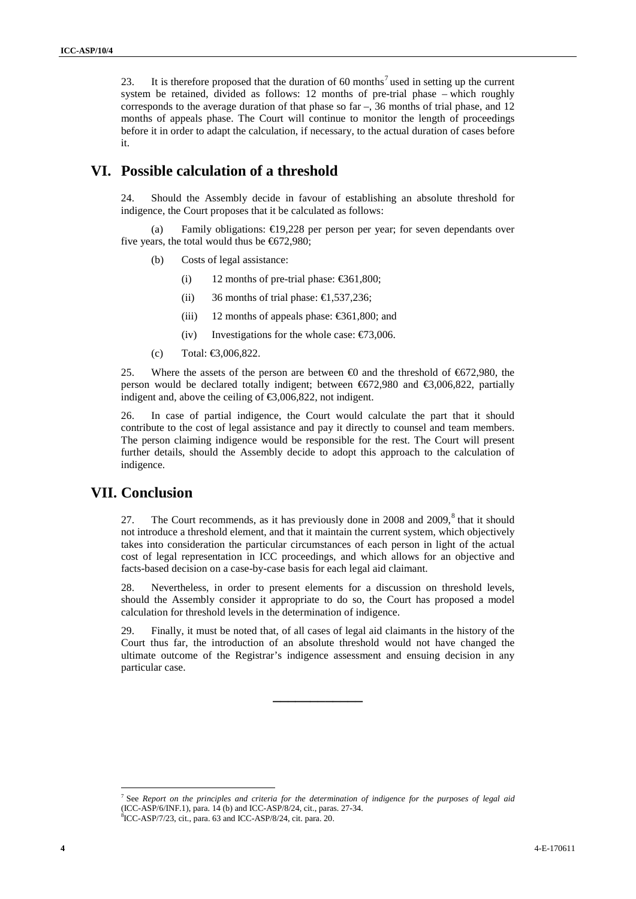23. It is therefore proposed that the duration of 60 months[7] used in setting up the current system be retained, divided as follows: 12 months of pre-trial phase – which roughly corresponds to the average duration of that phase so far –, 36 months of trial phase, and 12 months of appeals phase. The Court will continue to monitor the length of proceedings before it in order to adapt the calculation, if necessary, to the actual duration of cases before it.

## VI. Possible calculation of a threshold

24. Should the Assembly decide in favour of establishing an absolute threshold for indigence, the Court proposes that it be calculated as follows:

(a) Family obligations: €19,228 per person per year; for seven dependants over five years, the total would thus be €672,980;

(b) Costs of legal assistance:

(i) 12 months of pre-trial phase: €361,800;

(ii) 36 months of trial phase: €1,537,236;

(iii) 12 months of appeals phase: €361,800; and

(iv) Investigations for the whole case: €73,006.

(c) Total: €3,006,822.

25. Where the assets of the person are between €0 and the threshold of €672,980, the person would be declared totally indigent; between €672,980 and €3,006,822, partially indigent and, above the ceiling of €3,006,822, not indigent.

26. In case of partial indigence, the Court would calculate the part that it should contribute to the cost of legal assistance and pay it directly to counsel and team members. The person claiming indigence would be responsible for the rest. The Court will present further details, should the Assembly decide to adopt this approach to the calculation of indigence.

## VII. Conclusion

27. The Court recommends, as it has previously done in 2008 and 2009,[8] that it should not introduce a threshold element, and that it maintain the current system, which objectively takes into consideration the particular circumstances of each person in light of the actual cost of legal representation in ICC proceedings, and which allows for an objective and facts-based decision on a case-by-case basis for each legal aid claimant.

28. Nevertheless, in order to present elements for a discussion on threshold levels, should the Assembly consider it appropriate to do so, the Court has proposed a model calculation for threshold levels in the determination of indigence.

29. Finally, it must be noted that, of all cases of legal aid claimants in the history of the Court thus far, the introduction of an absolute threshold would not have changed the ultimate outcome of the Registrar's indigence assessment and ensuing decision in any particular case.

---

[7] See *Report on the principles and criteria for the determination of indigence for the purposes of legal aid* (ICC-ASP/6/INF.1), para. 14 (b) and ICC-ASP/8/24, cit., paras. 27-34.

[8] ICC-ASP/7/23, cit., para. 63 and ICC-ASP/8/24, cit. para. 20.